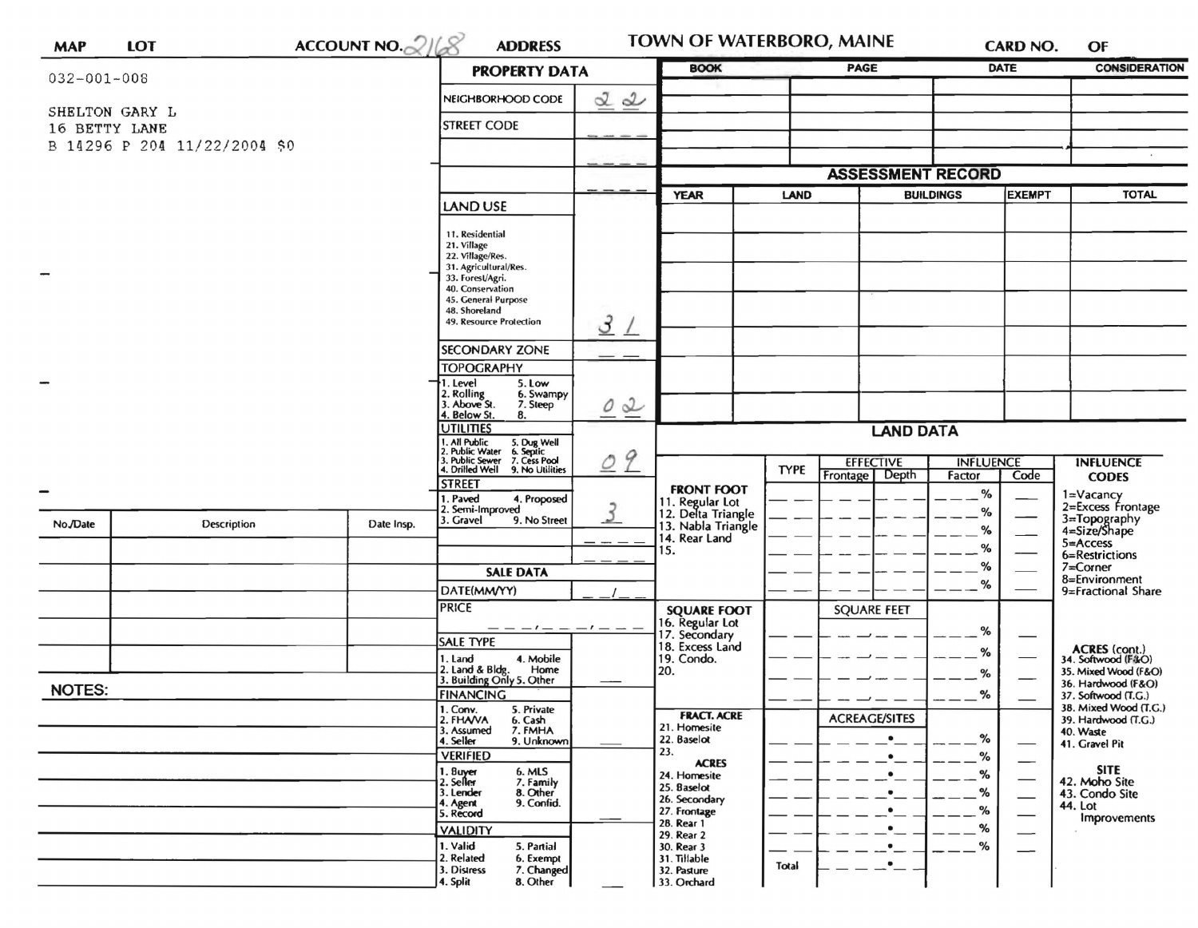| MAP | LOT | ACCOUNT NO. 2168 | ADDRESS | TOWN OF WATERBORO, MAINE | CARD NO. | OF |
|---|---|---|---|---|---|---|

032-001-008

SHELTON GARY L
16 BETTY LANE
B 14296 P 204 11/22/2004 $0

## PROPERTY DATA

| Field | Value |
|---|---|
| NEIGHBORHOOD CODE | 22 |
| STREET CODE | ___ |
| LAND USE (11. Residential, 21. Village, 22. Village/Res., 31. Agricultural/Res., 33. Forest/Agri., 40. Conservation, 45. General Purpose, 48. Shoreland, 49. Resource Protection) | 31 |
| SECONDARY ZONE | __ |
| TOPOGRAPHY (1. Level, 2. Rolling, 3. Above St., 4. Below St., 5. Low, 6. Swampy, 7. Steep, 8.) | 02 |
| UTILITIES (1. All Public, 2. Public Water, 3. Public Sewer, 4. Drilled Well, 5. Dug Well, 6. Septic, 7. Cess Pool, 9. No Utilities) | 09 |
| STREET (1. Paved, 2. Semi-Improved, 3. Gravel, 4. Proposed, 9. No Street) | 3 |

## SALE DATA

| Field | Value |
|---|---|
| DATE(MM/YY) | __/__ |
| PRICE | ___,___,___ |
| SALE TYPE (1. Land, 2. Land & Bldg., 3. Building Only, 4. Mobile Home, 5. Other) | |
| FINANCING (1. Conv., 2. FHA/VA, 3. Assumed, 4. Seller, 5. Private, 6. Cash, 7. FMHA, 9. Unknown) | |
| VERIFIED (1. Buyer, 2. Seller, 3. Lender, 4. Agent, 5. Record, 6. MLS, 7. Family, 8. Other, 9. Confid.) | |
| VALIDITY (1. Valid, 2. Related, 3. Distress, 4. Split, 5. Partial, 6. Exempt, 7. Changed, 8. Other) | |

| BOOK | PAGE | DATE | CONSIDERATION |
|---|---|---|---|
| | | | |

## ASSESSMENT RECORD

| YEAR | LAND | BUILDINGS | EXEMPT | TOTAL |
|---|---|---|---|---|
| | | | | |

## LAND DATA

| | TYPE | EFFECTIVE Frontage | EFFECTIVE Depth | INFLUENCE Factor | INFLUENCE Code |
|---|---|---|---|---|---|
| FRONT FOOT: 11. Regular Lot, 12. Delta Triangle, 13. Nabla Triangle, 14. Rear Land, 15. | | | | % | |
| SQUARE FOOT: 16. Regular Lot, 17. Secondary, 18. Excess Land, 19. Condo., 20. | | SQUARE FEET | | % | |
| FRACT. ACRE: 21. Homesite, 22. Baselot, 23. | | ACREAGE/SITES | | % | |
| ACRES: 24. Homesite, 25. Baselot, 26. Secondary, 27. Frontage, 28. Rear 1, 29. Rear 2, 30. Rear 3, 31. Tillable, 32. Pasture, 33. Orchard | Total | | | % | |

**INFLUENCE CODES**
1=Vacancy
2=Excess Frontage
3=Topography
4=Size/Shape
5=Access
6=Restrictions
7=Corner
8=Environment
9=Fractional Share

**ACRES (cont.)**
34. Softwood (F&O)
35. Mixed Wood (F&O)
36. Hardwood (F&O)
37. Softwood (T.G.)
38. Mixed Wood (T.G.)
39. Hardwood (T.G.)
40. Waste
41. Gravel Pit

**SITE**
42. Moho Site
43. Condo Site
44. Lot Improvements

| No./Date | Description | Date Insp. |
|---|---|---|
| | | |

**NOTES:**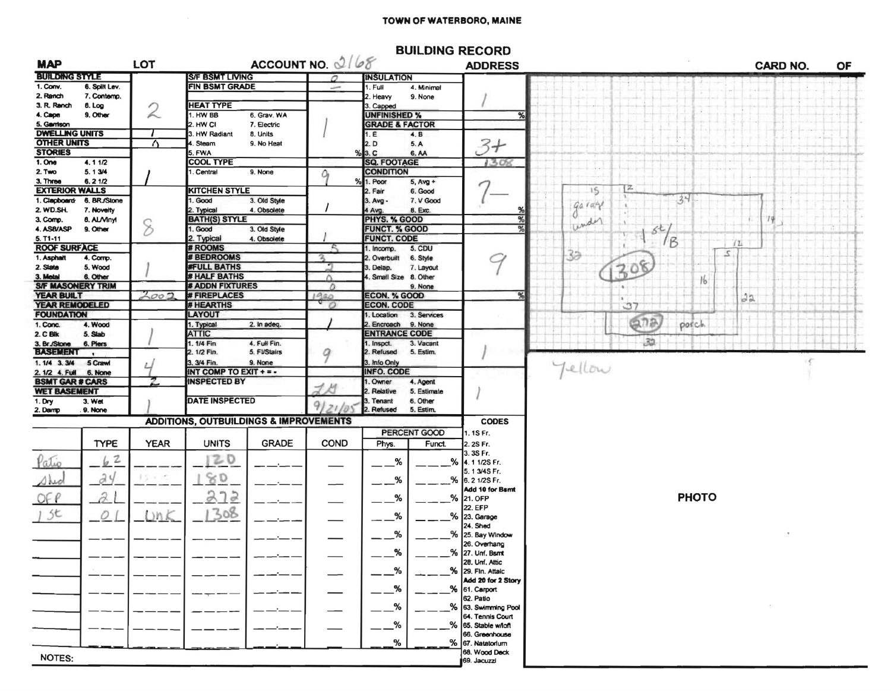**TOWN OF WATERBORO, MAINE**

## BUILDING RECORD

MAP | LOT | ACCOUNT NO. 2168 | ADDRESS | CARD NO. OF

| | | | | | |
|---|---|---|---|---|---|
| **BUILDING STYLE**<br>1. Conv. 6. Split Lev.<br>2. Ranch 7. Contemp.<br>3. R. Ranch 8. Log<br>4. Cape 9. Other<br>5. Garrison | 2 | **S/F BSMT LIVING** | 0 | **INSULATION**<br>1. Full 4. Minimal<br>2. Heavy 9. None<br>3. Capped | 1 |
| | | **FIN BSMT GRADE** | — | | |
| | | **HEAT TYPE**<br>1. HW BB 6. Grav. WA<br>2. HW CI 7. Electric<br>3. HW Radiant 8. Units<br>4. Steam 9. No Heat<br>5. FWA | 1 | **UNFINISHED %** | % |
| **DWELLING UNITS** | 1 | | | **GRADE & FACTOR**<br>1. E 4. B<br>2. D 5. A<br>3. C 6. AA | 3+ % |
| **OTHER UNITS** | 0 | | | | |
| **STORIES**<br>1. One 4. 1 1/2<br>2. Two 5. 1 3/4<br>3. Three 6. 2 1/2 | 1 | **COOL TYPE**<br>1. Central 9. None | 9 % | **SQ. FOOTAGE** | 1308 |
| | | | | **CONDITION**<br>1. Poor 5. Avg +<br>2. Fair 6. Good<br>3. Avg - 7. V Good<br>4. Avg. 8. Exc. | 7— % |
| **EXTERIOR WALLS**<br>1. Clapboard 6. BR/Stone<br>2. WD.SH. 7. Novelty<br>3. Comp. 8. AL/Vinyl<br>4. ASB/ASP 9. Other<br>5. T1-11 | 8 | **KITCHEN STYLE**<br>1. Good 3. Old Style<br>2. Typical 4. Obsolete | 1 | **PHYS. % GOOD** | % |
| | | **BATH(S) STYLE**<br>1. Good 3. Old Style<br>2. Typical 4. Obsolete | 1 | **FUNCT. % GOOD** | % |
| **ROOF SURFACE**<br>1. Asphalt 4. Comp.<br>2. Slate 5. Wood<br>3. Metal 6. Other | 1 | **# ROOMS** | 5 | **FUNCT. CODE**<br>1. Incomp. 5. CDU<br>2. Overbuilt 6. Style<br>3. Deplap. 7. Layout<br>4. Small Size 8. Other<br>9. None | 9 |
| | | **# BEDROOMS** | 3 | | |
| | | **#FULL BATHS** | 2 | | |
| | | **# HALF BATHS** | 0 | | |
| **S/F MASONERY TRIM** | | **# ADDN FIXTURES** | 0 | | |
| **YEAR BUILT** | 2002 | **# FIREPLACES** | 1960 | **ECON. % GOOD** | % |
| **YEAR REMODELED** | | **# HEARTHS** | 0 | **ECON. CODE**<br>1. Location 3. Services<br>2. Encroach 9. None | |
| **FOUNDATION**<br>1. Conc. 4. Wood<br>2. C Blk 5. Slab<br>3. Br./Stone 6. Piers | 1 | **LAYOUT**<br>1. Typical 2. In adeq. | 1 | | |
| | | **ATTIC**<br>1. 1/4 Fin 4. Full Fin.<br>2. 1/2 Fin. 5. Fl/Stairs<br>3. 3/4 Fin. 9. None | 9 | **ENTRANCE CODE**<br>1. Inspct. 3. Vacant<br>2. Refused 5. Estim.<br>3. Info Only | 1 |
| **BASEMENT**<br>1. 1/4 3. 3/4 5 Crawl<br>2. 1/2 4. Full 6. None | 4 | | | | |
| **BSMT GAR # CARS** | 2 | **INT COMP TO EXIT + = -** | | **INFO. CODE**<br>1. Owner 4. Agent<br>2. Relative 5. Estimate<br>3. Tenant 6. Other<br>2. Refused 5. Estim. | 1 |
| **WET BASEMENT**<br>1. Dry 3. Wet<br>2. Damp 9. None | 1 | **INSPECTED BY** | LA | | |
| | | **DATE INSPECTED** | 9/21/05 | | |

Sketch notes: garage under; 1 st/B; 1308; porch 272; dimensions 15, 2, 34, 14, 12, 5, 33, 16, 22, 37, 32

Yellow

### ADDITIONS, OUTBUILDINGS & IMPROVEMENTS

| | TYPE | YEAR | UNITS | GRADE | COND | PERCENT GOOD Phys. | PERCENT GOOD Funct. |
|---|---|---|---|---|---|---|---|
| Patio | 62 | | 120 | | | % | % |
| Shed | 24 | | 180 | | | % | % |
| OFP | 21 | | 272 | | | % | % |
| 1 st | 01 | Unk | 1308 | | | % | % |
| | | | | | | % | % |
| | | | | | | % | % |
| | | | | | | % | % |
| | | | | | | % | % |
| | | | | | | % | % |
| | | | | | | % | % |
| | | | | | | % | % |

**CODES**
1. 1S Fr.
2. 2S Fr.
3. 3S Fr.
4. 1 1/2S Fr.
5. 1 3/4S Fr.
6. 2 1/2S Fr.

**Add 10 for Bsmt**

21. OFP
22. EFP
23. Garage
24. Shed
25. Bay Window
26. Overhang
27. Unf. Bsmt
28. Unf. Attic
29. Fin. Attaic

**Add 20 for 2 Story**

61. Carport
62. Patio
63. Swimming Pool
64. Tennis Court
65. Stable w/loft
66. Greenhouse
67. Natatorium
68. Wood Deck
69. Jacuzzi

**PHOTO**

NOTES: